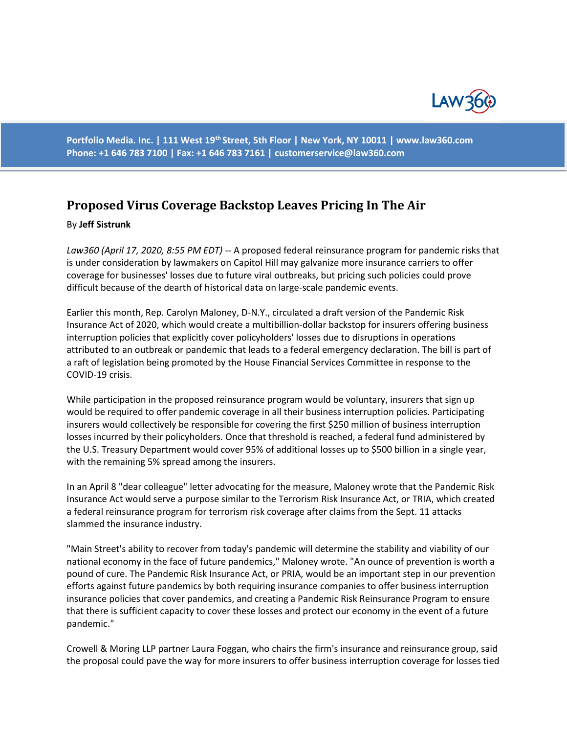Portfolio Media. Inc. | 111 West 19th Street, 5th Floor | New York, NY 10011 | www.law360.com
Phone: +1 646 783 7100 | Fax: +1 646 783 7161 | customerservice@law360.com

# Proposed Virus Coverage Backstop Leaves Pricing In The Air

By **Jeff Sistrunk**

*Law360 (April 17, 2020, 8:55 PM EDT)* -- A proposed federal reinsurance program for pandemic risks that is under consideration by lawmakers on Capitol Hill may galvanize more insurance carriers to offer coverage for businesses' losses due to future viral outbreaks, but pricing such policies could prove difficult because of the dearth of historical data on large-scale pandemic events.

Earlier this month, Rep. Carolyn Maloney, D-N.Y., circulated a draft version of the Pandemic Risk Insurance Act of 2020, which would create a multibillion-dollar backstop for insurers offering business interruption policies that explicitly cover policyholders' losses due to disruptions in operations attributed to an outbreak or pandemic that leads to a federal emergency declaration. The bill is part of a raft of legislation being promoted by the House Financial Services Committee in response to the COVID-19 crisis.

While participation in the proposed reinsurance program would be voluntary, insurers that sign up would be required to offer pandemic coverage in all their business interruption policies. Participating insurers would collectively be responsible for covering the first $250 million of business interruption losses incurred by their policyholders. Once that threshold is reached, a federal fund administered by the U.S. Treasury Department would cover 95% of additional losses up to $500 billion in a single year, with the remaining 5% spread among the insurers.

In an April 8 "dear colleague" letter advocating for the measure, Maloney wrote that the Pandemic Risk Insurance Act would serve a purpose similar to the Terrorism Risk Insurance Act, or TRIA, which created a federal reinsurance program for terrorism risk coverage after claims from the Sept. 11 attacks slammed the insurance industry.

"Main Street's ability to recover from today's pandemic will determine the stability and viability of our national economy in the face of future pandemics," Maloney wrote. "An ounce of prevention is worth a pound of cure. The Pandemic Risk Insurance Act, or PRIA, would be an important step in our prevention efforts against future pandemics by both requiring insurance companies to offer business interruption insurance policies that cover pandemics, and creating a Pandemic Risk Reinsurance Program to ensure that there is sufficient capacity to cover these losses and protect our economy in the event of a future pandemic."

Crowell & Moring LLP partner Laura Foggan, who chairs the firm's insurance and reinsurance group, said the proposal could pave the way for more insurers to offer business interruption coverage for losses tied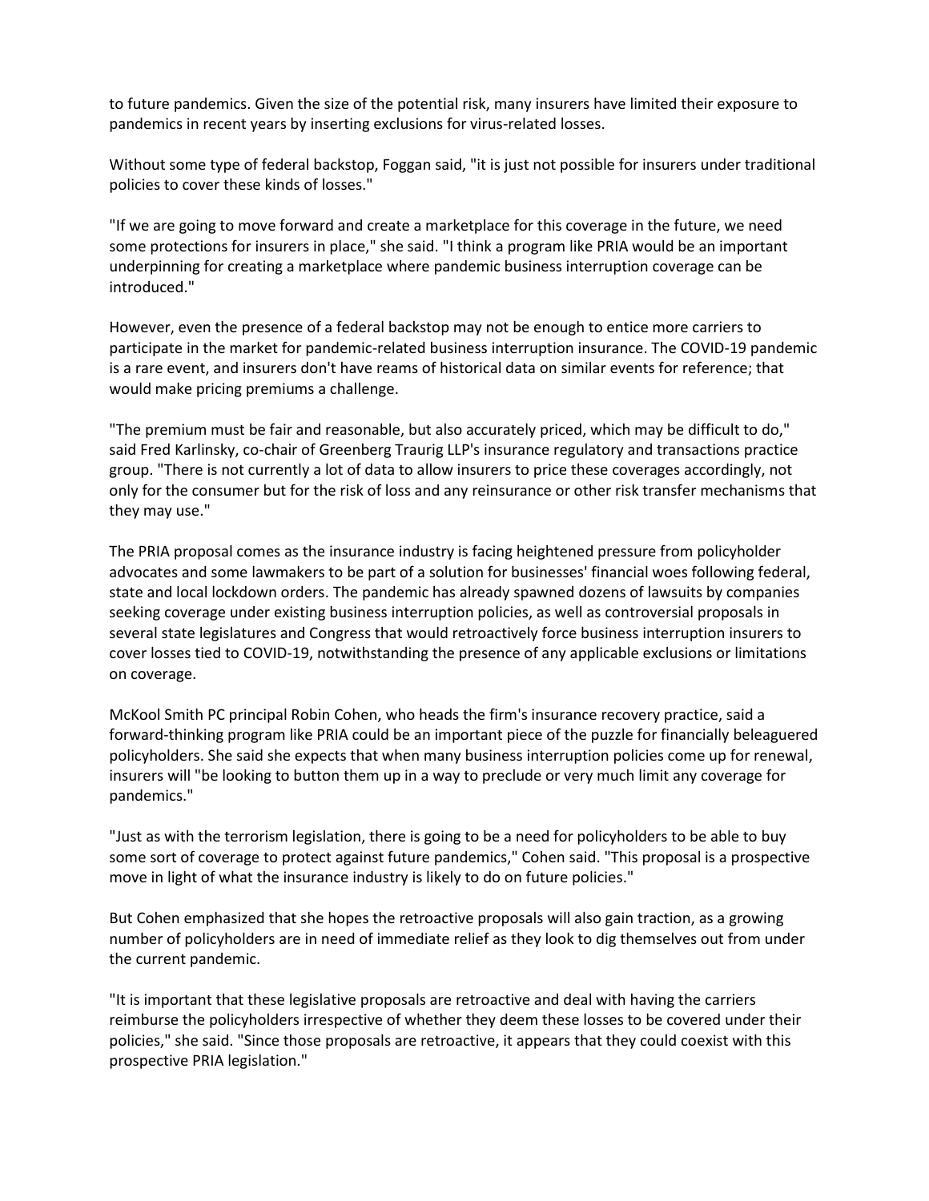to future pandemics. Given the size of the potential risk, many insurers have limited their exposure to pandemics in recent years by inserting exclusions for virus-related losses.

Without some type of federal backstop, Foggan said, "it is just not possible for insurers under traditional policies to cover these kinds of losses."

"If we are going to move forward and create a marketplace for this coverage in the future, we need some protections for insurers in place," she said. "I think a program like PRIA would be an important underpinning for creating a marketplace where pandemic business interruption coverage can be introduced."

However, even the presence of a federal backstop may not be enough to entice more carriers to participate in the market for pandemic-related business interruption insurance. The COVID-19 pandemic is a rare event, and insurers don't have reams of historical data on similar events for reference; that would make pricing premiums a challenge.

"The premium must be fair and reasonable, but also accurately priced, which may be difficult to do," said Fred Karlinsky, co-chair of Greenberg Traurig LLP's insurance regulatory and transactions practice group. "There is not currently a lot of data to allow insurers to price these coverages accordingly, not only for the consumer but for the risk of loss and any reinsurance or other risk transfer mechanisms that they may use."

The PRIA proposal comes as the insurance industry is facing heightened pressure from policyholder advocates and some lawmakers to be part of a solution for businesses' financial woes following federal, state and local lockdown orders. The pandemic has already spawned dozens of lawsuits by companies seeking coverage under existing business interruption policies, as well as controversial proposals in several state legislatures and Congress that would retroactively force business interruption insurers to cover losses tied to COVID-19, notwithstanding the presence of any applicable exclusions or limitations on coverage.

McKool Smith PC principal Robin Cohen, who heads the firm's insurance recovery practice, said a forward-thinking program like PRIA could be an important piece of the puzzle for financially beleaguered policyholders. She said she expects that when many business interruption policies come up for renewal, insurers will "be looking to button them up in a way to preclude or very much limit any coverage for pandemics."

"Just as with the terrorism legislation, there is going to be a need for policyholders to be able to buy some sort of coverage to protect against future pandemics," Cohen said. "This proposal is a prospective move in light of what the insurance industry is likely to do on future policies."

But Cohen emphasized that she hopes the retroactive proposals will also gain traction, as a growing number of policyholders are in need of immediate relief as they look to dig themselves out from under the current pandemic.

"It is important that these legislative proposals are retroactive and deal with having the carriers reimburse the policyholders irrespective of whether they deem these losses to be covered under their policies," she said. "Since those proposals are retroactive, it appears that they could coexist with this prospective PRIA legislation."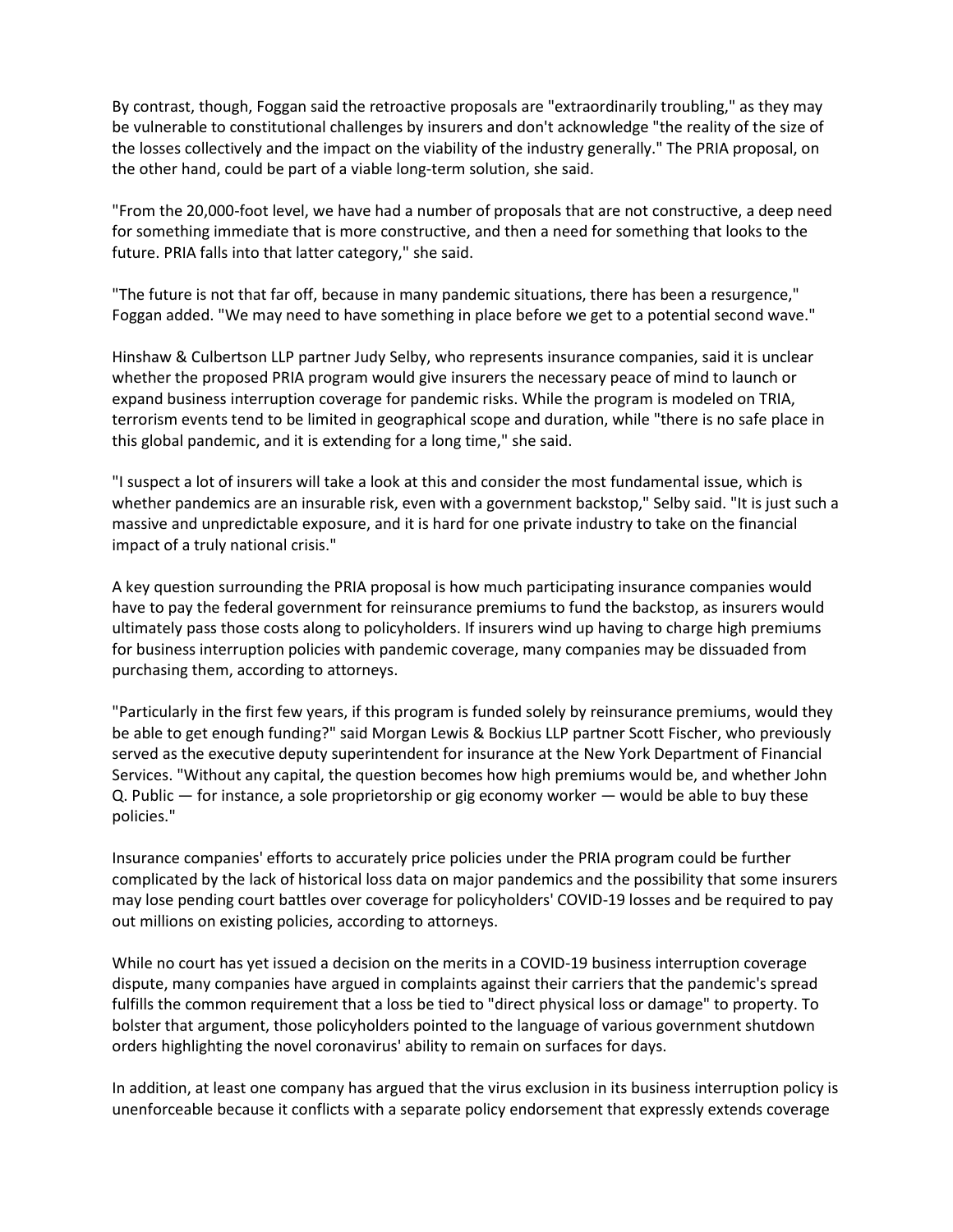By contrast, though, Foggan said the retroactive proposals are "extraordinarily troubling," as they may be vulnerable to constitutional challenges by insurers and don't acknowledge "the reality of the size of the losses collectively and the impact on the viability of the industry generally." The PRIA proposal, on the other hand, could be part of a viable long-term solution, she said.

"From the 20,000-foot level, we have had a number of proposals that are not constructive, a deep need for something immediate that is more constructive, and then a need for something that looks to the future. PRIA falls into that latter category," she said.

"The future is not that far off, because in many pandemic situations, there has been a resurgence," Foggan added. "We may need to have something in place before we get to a potential second wave."

Hinshaw & Culbertson LLP partner Judy Selby, who represents insurance companies, said it is unclear whether the proposed PRIA program would give insurers the necessary peace of mind to launch or expand business interruption coverage for pandemic risks. While the program is modeled on TRIA, terrorism events tend to be limited in geographical scope and duration, while "there is no safe place in this global pandemic, and it is extending for a long time," she said.

"I suspect a lot of insurers will take a look at this and consider the most fundamental issue, which is whether pandemics are an insurable risk, even with a government backstop," Selby said. "It is just such a massive and unpredictable exposure, and it is hard for one private industry to take on the financial impact of a truly national crisis."

A key question surrounding the PRIA proposal is how much participating insurance companies would have to pay the federal government for reinsurance premiums to fund the backstop, as insurers would ultimately pass those costs along to policyholders. If insurers wind up having to charge high premiums for business interruption policies with pandemic coverage, many companies may be dissuaded from purchasing them, according to attorneys.

"Particularly in the first few years, if this program is funded solely by reinsurance premiums, would they be able to get enough funding?" said Morgan Lewis & Bockius LLP partner Scott Fischer, who previously served as the executive deputy superintendent for insurance at the New York Department of Financial Services. "Without any capital, the question becomes how high premiums would be, and whether John Q. Public — for instance, a sole proprietorship or gig economy worker — would be able to buy these policies."

Insurance companies' efforts to accurately price policies under the PRIA program could be further complicated by the lack of historical loss data on major pandemics and the possibility that some insurers may lose pending court battles over coverage for policyholders' COVID-19 losses and be required to pay out millions on existing policies, according to attorneys.

While no court has yet issued a decision on the merits in a COVID-19 business interruption coverage dispute, many companies have argued in complaints against their carriers that the pandemic's spread fulfills the common requirement that a loss be tied to "direct physical loss or damage" to property. To bolster that argument, those policyholders pointed to the language of various government shutdown orders highlighting the novel coronavirus' ability to remain on surfaces for days.

In addition, at least one company has argued that the virus exclusion in its business interruption policy is unenforceable because it conflicts with a separate policy endorsement that expressly extends coverage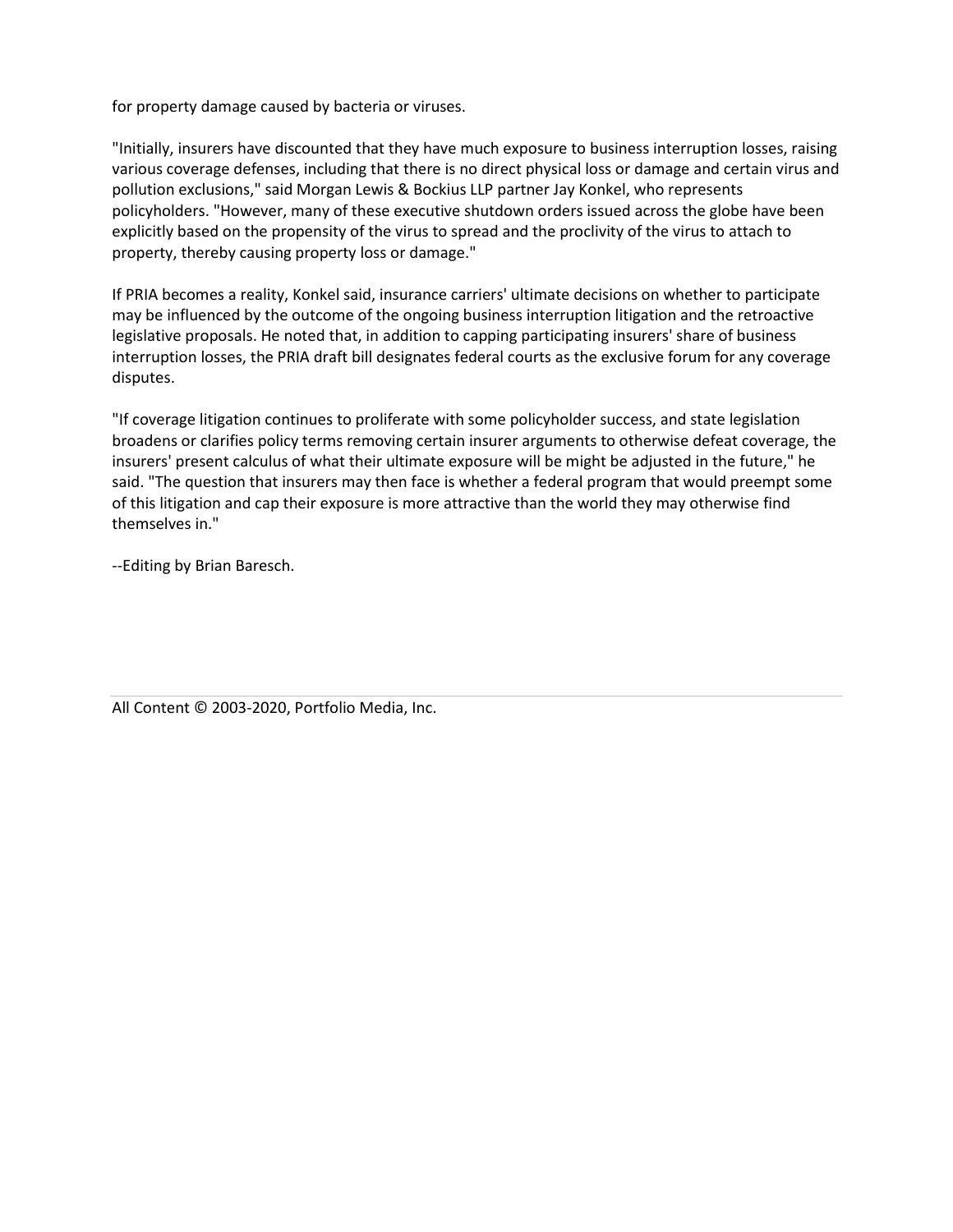for property damage caused by bacteria or viruses.

"Initially, insurers have discounted that they have much exposure to business interruption losses, raising various coverage defenses, including that there is no direct physical loss or damage and certain virus and pollution exclusions," said Morgan Lewis & Bockius LLP partner Jay Konkel, who represents policyholders. "However, many of these executive shutdown orders issued across the globe have been explicitly based on the propensity of the virus to spread and the proclivity of the virus to attach to property, thereby causing property loss or damage."

If PRIA becomes a reality, Konkel said, insurance carriers' ultimate decisions on whether to participate may be influenced by the outcome of the ongoing business interruption litigation and the retroactive legislative proposals. He noted that, in addition to capping participating insurers' share of business interruption losses, the PRIA draft bill designates federal courts as the exclusive forum for any coverage disputes.

"If coverage litigation continues to proliferate with some policyholder success, and state legislation broadens or clarifies policy terms removing certain insurer arguments to otherwise defeat coverage, the insurers' present calculus of what their ultimate exposure will be might be adjusted in the future," he said. "The question that insurers may then face is whether a federal program that would preempt some of this litigation and cap their exposure is more attractive than the world they may otherwise find themselves in."

--Editing by Brian Baresch.

All Content © 2003-2020, Portfolio Media, Inc.